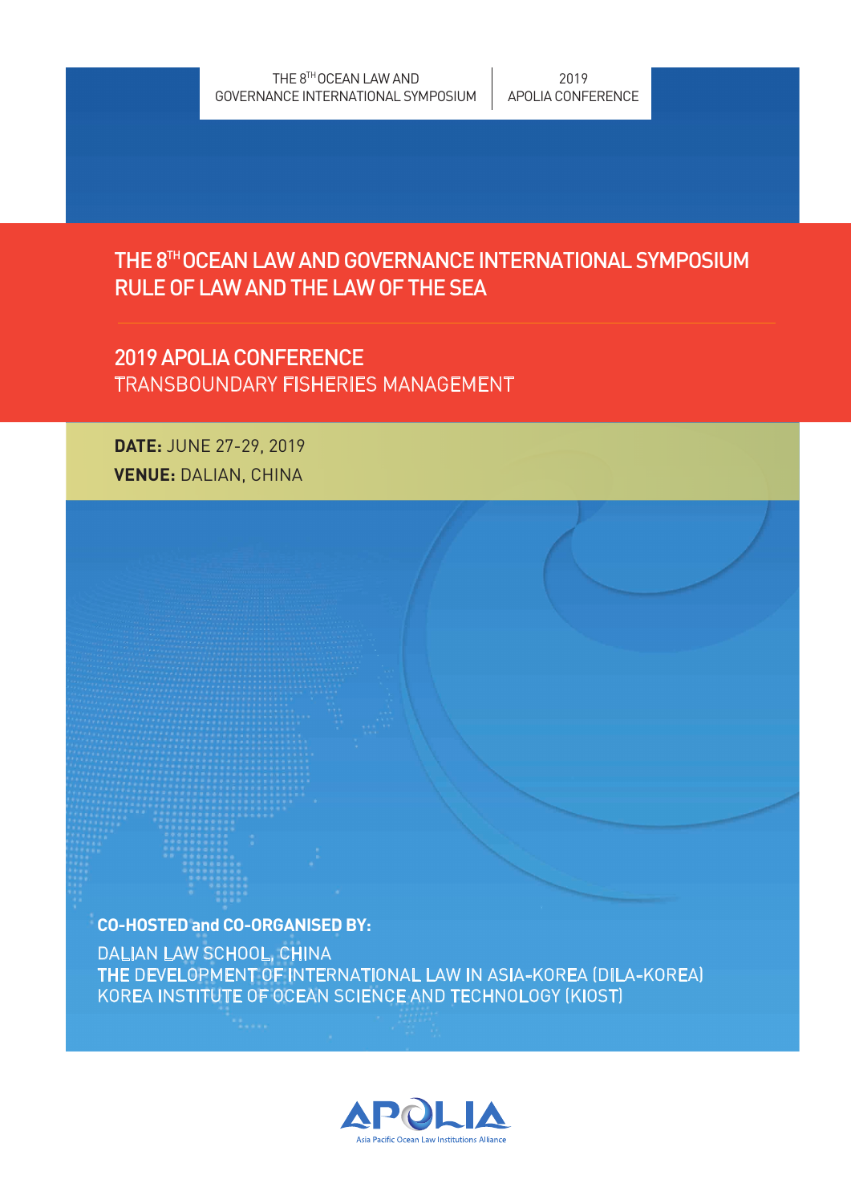THE 8TH OCEAN LAW AND GOVERNANCE INTERNATIONAL SYMPOSIUM | 2019 APOLIA CONFERENCE

# THE 8TH OCEAN LAW AND GOVERNANCE INTERNATIONAL SYMPOSIUM
# RULE OF LAW AND THE LAW OF THE SEA

## 2019 APOLIA CONFERENCE
## TRANSBOUNDARY FISHERIES MANAGEMENT

**DATE:** JUNE 27-29, 2019

**VENUE:** DALIAN, CHINA

**CO-HOSTED and CO-ORGANISED BY:**

DALIAN LAW SCHOOL, CHINA

THE DEVELOPMENT OF INTERNATIONAL LAW IN ASIA-KOREA (DILA-KOREA)

KOREA INSTITUTE OF OCEAN SCIENCE AND TECHNOLOGY (KIOST)

APOLIA

Asia Pacific Ocean Law Institutions Alliance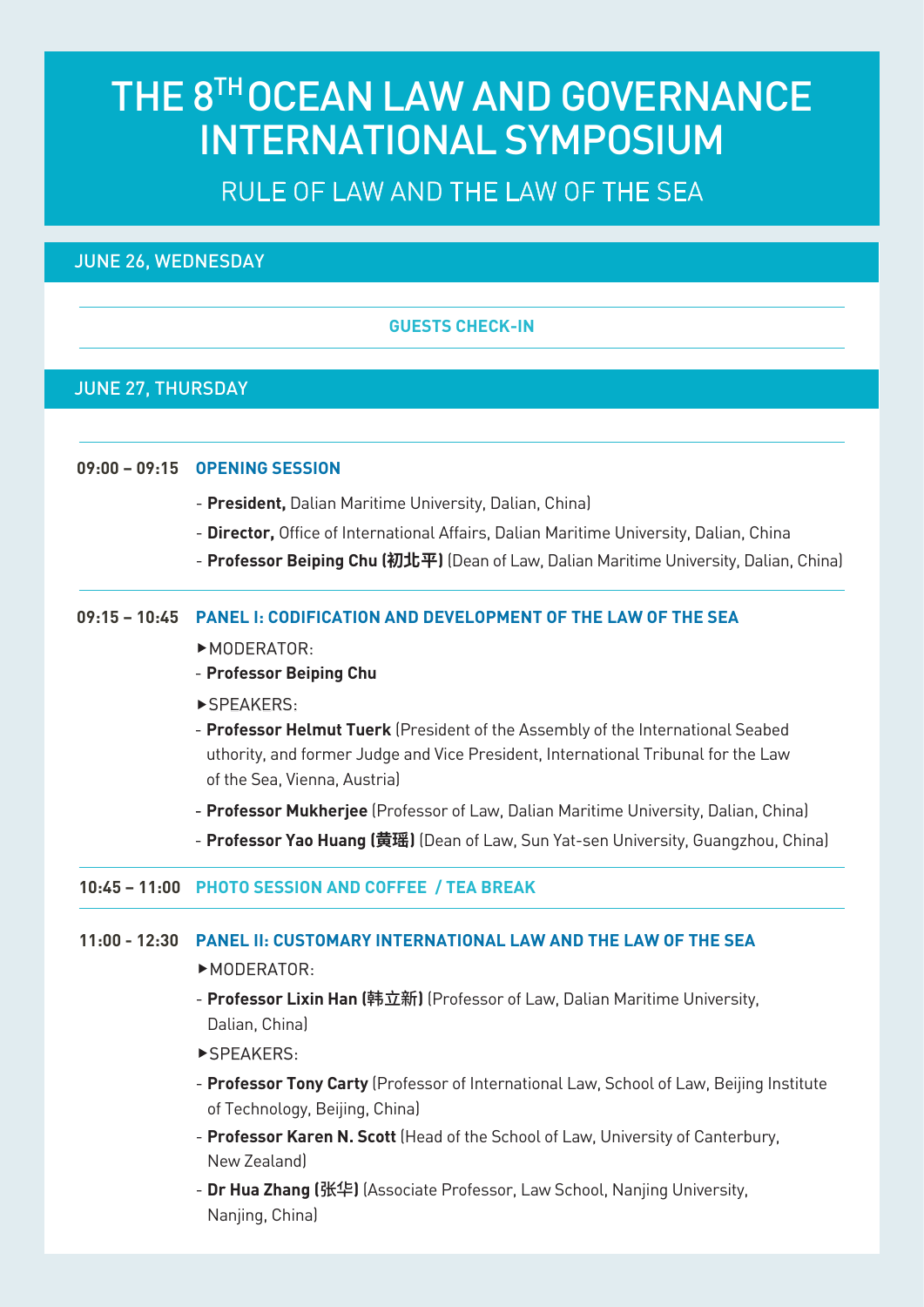# THE 8TH OCEAN LAW AND GOVERNANCE INTERNATIONAL SYMPOSIUM

## RULE OF LAW AND THE LAW OF THE SEA

## JUNE 26, WEDNESDAY

**GUESTS CHECK-IN**

## JUNE 27, THURSDAY

**09:00 – 09:15 OPENING SESSION**

- **President,** Dalian Maritime University, Dalian, China)
- **Director,** Office of International Affairs, Dalian Maritime University, Dalian, China
- **Professor Beiping Chu (初北平)** (Dean of Law, Dalian Maritime University, Dalian, China)

**09:15 – 10:45 PANEL I: CODIFICATION AND DEVELOPMENT OF THE LAW OF THE SEA**

▶MODERATOR:

- **Professor Beiping Chu**

▶SPEAKERS:

- **Professor Helmut Tuerk** (President of the Assembly of the International Seabed uthority, and former Judge and Vice President, International Tribunal for the Law of the Sea, Vienna, Austria)
- **Professor Mukherjee** (Professor of Law, Dalian Maritime University, Dalian, China)
- **Professor Yao Huang (黄瑶)** (Dean of Law, Sun Yat-sen University, Guangzhou, China)

**10:45 – 11:00 PHOTO SESSION AND COFFEE / TEA BREAK**

**11:00 - 12:30 PANEL II: CUSTOMARY INTERNATIONAL LAW AND THE LAW OF THE SEA**

▶MODERATOR:

- **Professor Lixin Han (韩立新)** (Professor of Law, Dalian Maritime University, Dalian, China)

▶SPEAKERS:

- **Professor Tony Carty** (Professor of International Law, School of Law, Beijing Institute of Technology, Beijing, China)
- **Professor Karen N. Scott** (Head of the School of Law, University of Canterbury, New Zealand)
- **Dr Hua Zhang (张华)** (Associate Professor, Law School, Nanjing University, Nanjing, China)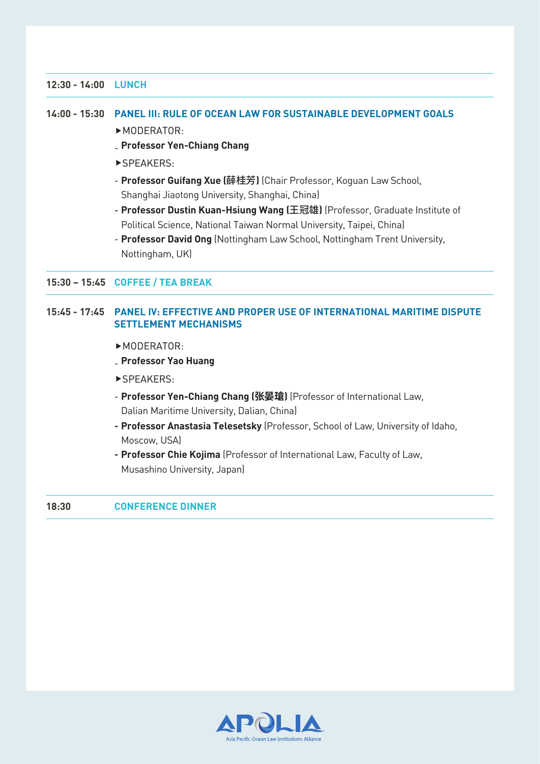**12:30 - 14:00** **LUNCH**

**14:00 - 15:30** **PANEL III: RULE OF OCEAN LAW FOR SUSTAINABLE DEVELOPMENT GOALS**

▶MODERATOR:

- **Professor Yen-Chiang Chang**

▶SPEAKERS:

- **Professor Guifang Xue (薛桂芳)** (Chair Professor, Koguan Law School, Shanghai Jiaotong University, Shanghai, China)
- **Professor Dustin Kuan-Hsiung Wang (王冠雄)** (Professor, Graduate Institute of Political Science, National Taiwan Normal University, Taipei, China)
- **Professor David Ong** (Nottingham Law School, Nottingham Trent University, Nottingham, UK)

**15:30 – 15:45** **COFFEE / TEA BREAK**

**15:45 - 17:45** **PANEL IV: EFFECTIVE AND PROPER USE OF INTERNATIONAL MARITIME DISPUTE SETTLEMENT MECHANISMS**

▶MODERATOR:

- **Professor Yao Huang**

▶SPEAKERS:

- **Professor Yen-Chiang Chang (张晏瑲)** (Professor of International Law, Dalian Maritime University, Dalian, China)
- **Professor Anastasia Telesetsky** (Professor, School of Law, University of Idaho, Moscow, USA)
- **Professor Chie Kojima** (Professor of International Law, Faculty of Law, Musashino University, Japan)

**18:30** **CONFERENCE DINNER**

APOLIA
Asia Pacific Ocean Law Institutions Alliance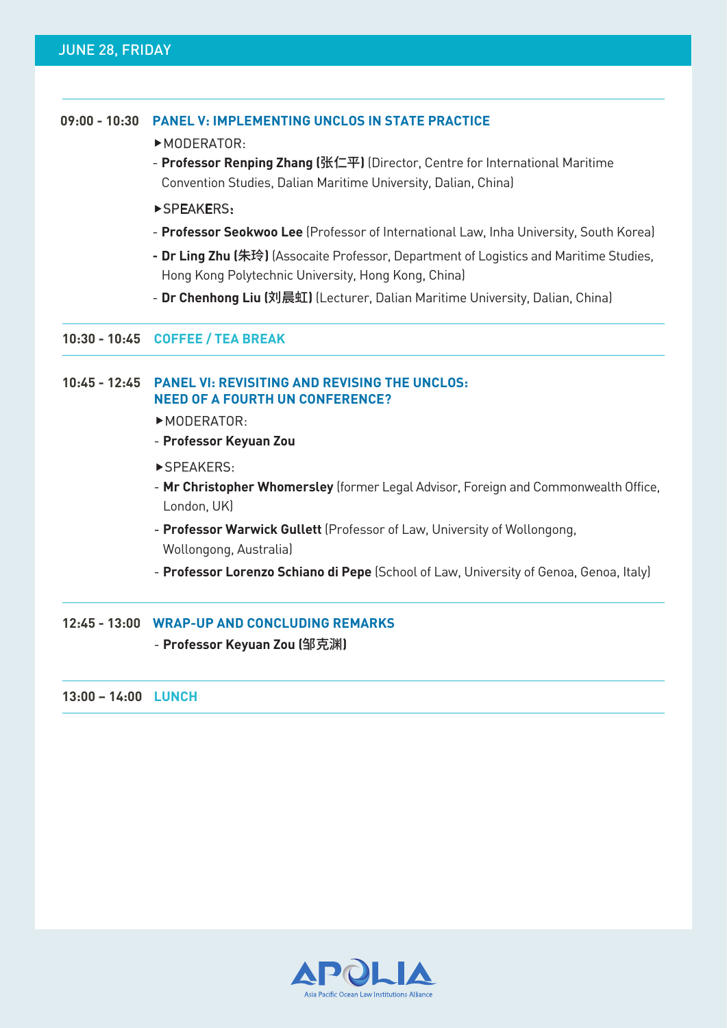## JUNE 28, FRIDAY

**09:00 - 10:30** **PANEL V: IMPLEMENTING UNCLOS IN STATE PRACTICE**

▶MODERATOR:

- **Professor Renping Zhang (张仁平)** (Director, Centre for International Maritime Convention Studies, Dalian Maritime University, Dalian, China)

▶SPEAKERS:

- **Professor Seokwoo Lee** (Professor of International Law, Inha University, South Korea)
- **Dr Ling Zhu (朱玲)** (Assocaite Professor, Department of Logistics and Maritime Studies, Hong Kong Polytechnic University, Hong Kong, China)
- **Dr Chenhong Liu (刘晨虹)** (Lecturer, Dalian Maritime University, Dalian, China)

**10:30 - 10:45** **COFFEE / TEA BREAK**

**10:45 - 12:45** **PANEL VI: REVISITING AND REVISING THE UNCLOS: NEED OF A FOURTH UN CONFERENCE?**

▶MODERATOR:

- **Professor Keyuan Zou**

▶SPEAKERS:

- **Mr Christopher Whomersley** (former Legal Advisor, Foreign and Commonwealth Office, London, UK)
- **Professor Warwick Gullett** (Professor of Law, University of Wollongong, Wollongong, Australia)
- **Professor Lorenzo Schiano di Pepe** (School of Law, University of Genoa, Genoa, Italy)

**12:45 - 13:00** **WRAP-UP AND CONCLUDING REMARKS**

- **Professor Keyuan Zou (邹克渊)**

**13:00 – 14:00** **LUNCH**

APOLIA
Asia Pacific Ocean Law Institutions Alliance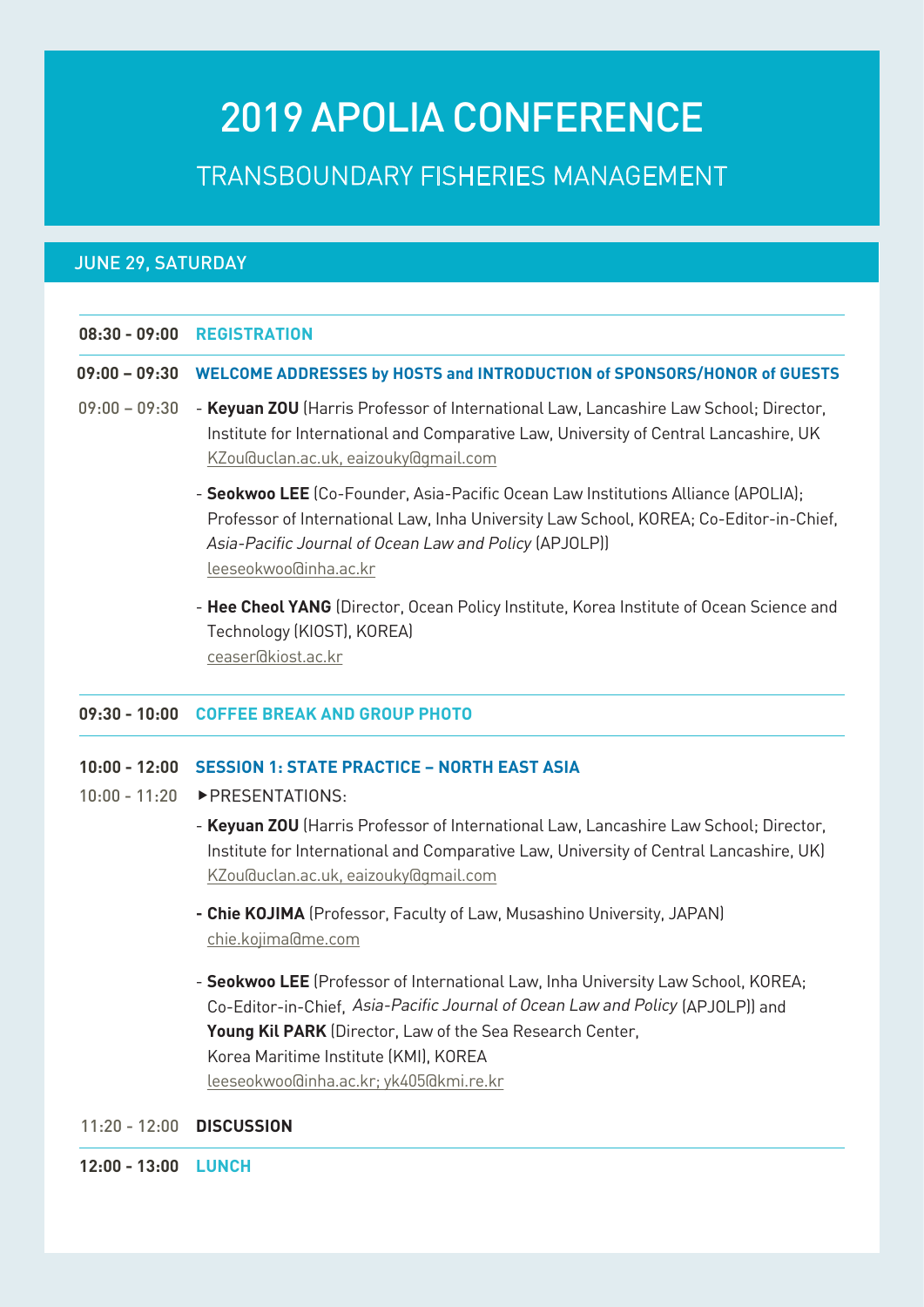# 2019 APOLIA CONFERENCE

## TRANSBOUNDARY FISHERIES MANAGEMENT

### JUNE 29, SATURDAY

**08:30 - 09:00** **REGISTRATION**

**09:00 – 09:30** **WELCOME ADDRESSES by HOSTS and INTRODUCTION of SPONSORS/HONOR of GUESTS**

09:00 – 09:30

- **Keyuan ZOU** (Harris Professor of International Law, Lancashire Law School; Director, Institute for International and Comparative Law, University of Central Lancashire, UK
  KZou@uclan.ac.uk, eaizouky@gmail.com
- **Seokwoo LEE** (Co-Founder, Asia-Pacific Ocean Law Institutions Alliance (APOLIA); Professor of International Law, Inha University Law School, KOREA; Co-Editor-in-Chief, *Asia-Pacific Journal of Ocean Law and Policy* (APJOLP))
  leeseokwoo@inha.ac.kr
- **Hee Cheol YANG** (Director, Ocean Policy Institute, Korea Institute of Ocean Science and Technology (KIOST), KOREA)
  ceaser@kiost.ac.kr

**09:30 - 10:00** **COFFEE BREAK AND GROUP PHOTO**

**10:00 - 12:00** **SESSION 1: STATE PRACTICE – NORTH EAST ASIA**

10:00 - 11:20 ▶PRESENTATIONS:

- **Keyuan ZOU** (Harris Professor of International Law, Lancashire Law School; Director, Institute for International and Comparative Law, University of Central Lancashire, UK)
  KZou@uclan.ac.uk, eaizouky@gmail.com
- **Chie KOJIMA** (Professor, Faculty of Law, Musashino University, JAPAN)
  chie.kojima@me.com
- **Seokwoo LEE** (Professor of International Law, Inha University Law School, KOREA; Co-Editor-in-Chief, *Asia-Pacific Journal of Ocean Law and Policy* (APJOLP)) and **Young Kil PARK** (Director, Law of the Sea Research Center, Korea Maritime Institute (KMI), KOREA
  leeseokwoo@inha.ac.kr; yk405@kmi.re.kr

11:20 - 12:00 **DISCUSSION**

**12:00 - 13:00** **LUNCH**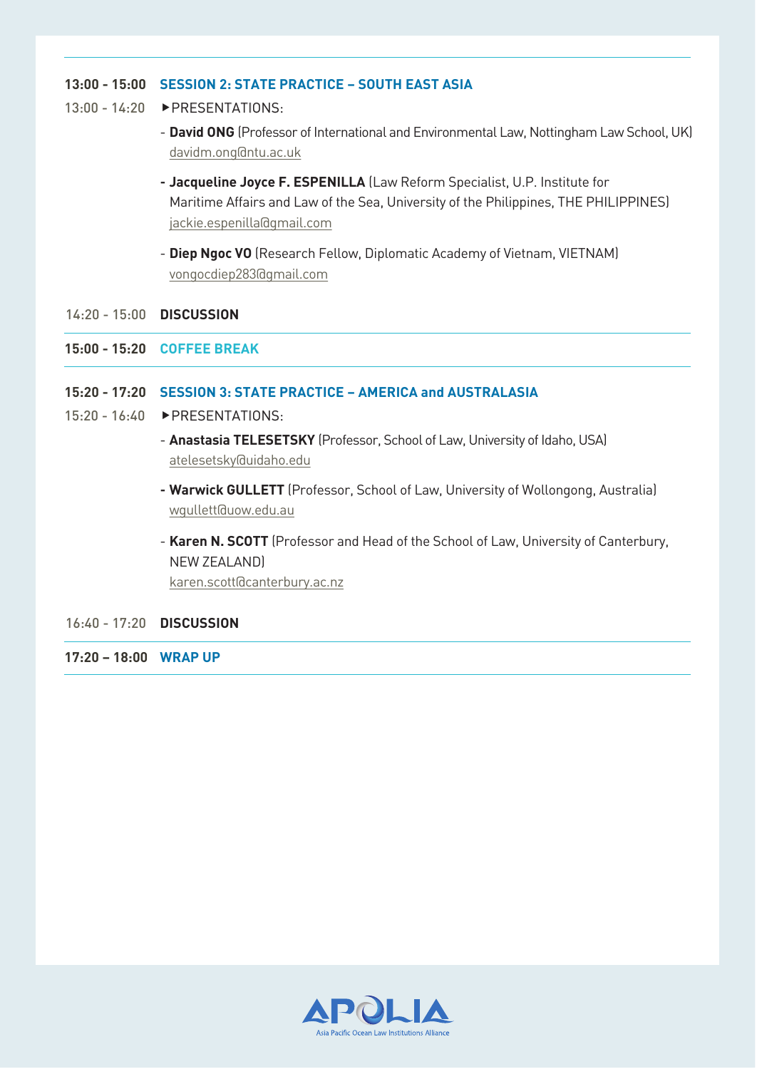**13:00 - 15:00** **SESSION 2: STATE PRACTICE – SOUTH EAST ASIA**

13:00 - 14:20 ▸PRESENTATIONS:

- **David ONG** (Professor of International and Environmental Law, Nottingham Law School, UK) davidm.ong@ntu.ac.uk
- **Jacqueline Joyce F. ESPENILLA** (Law Reform Specialist, U.P. Institute for Maritime Affairs and Law of the Sea, University of the Philippines, THE PHILIPPINES) jackie.espenilla@gmail.com
- **Diep Ngoc VO** (Research Fellow, Diplomatic Academy of Vietnam, VIETNAM) vongocdiep283@gmail.com

14:20 - 15:00 **DISCUSSION**

**15:00 - 15:20** **COFFEE BREAK**

**15:20 - 17:20** **SESSION 3: STATE PRACTICE – AMERICA and AUSTRALASIA**

15:20 - 16:40 ▸PRESENTATIONS:

- **Anastasia TELESETSKY** (Professor, School of Law, University of Idaho, USA) atelesetsky@uidaho.edu
- **Warwick GULLETT** (Professor, School of Law, University of Wollongong, Australia) wgullett@uow.edu.au
- **Karen N. SCOTT** (Professor and Head of the School of Law, University of Canterbury, NEW ZEALAND) karen.scott@canterbury.ac.nz

16:40 - 17:20 **DISCUSSION**

**17:20 – 18:00** **WRAP UP**

APOLIA
Asia Pacific Ocean Law Institutions Alliance